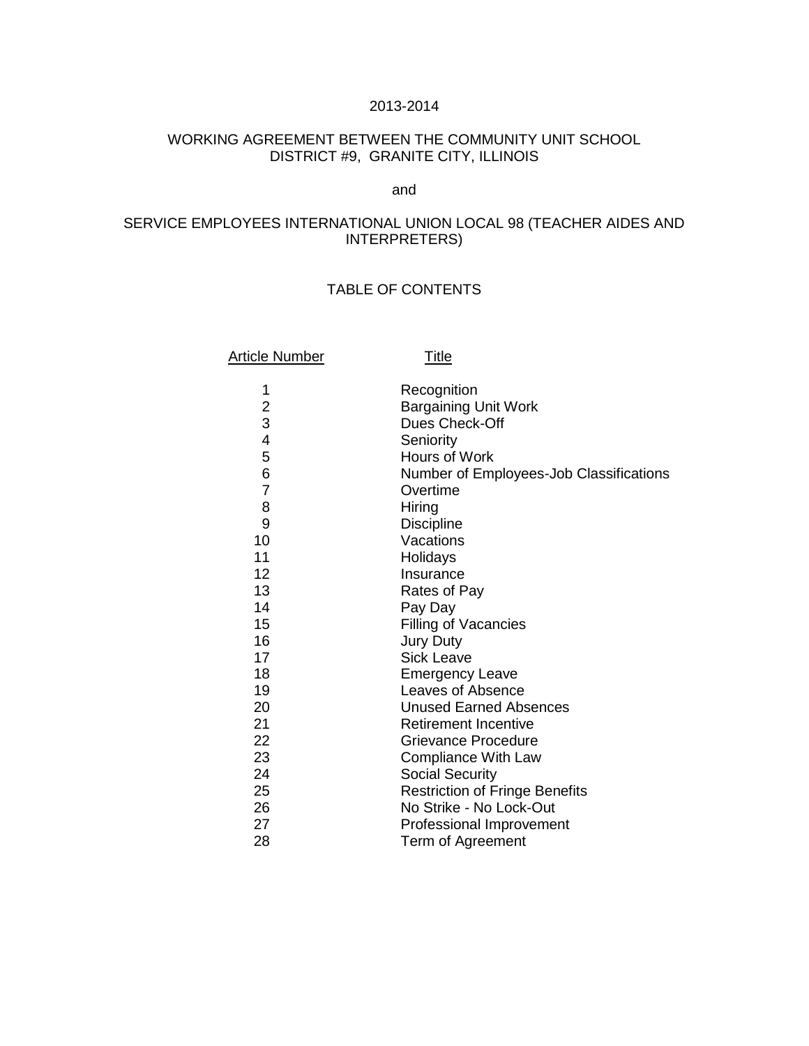2013-2014

# WORKING AGREEMENT BETWEEN THE COMMUNITY UNIT SCHOOL DISTRICT #9, GRANITE CITY, ILLINOIS

and

# SERVICE EMPLOYEES INTERNATIONAL UNION LOCAL 98 (TEACHER AIDES AND INTERPRETERS)

## TABLE OF CONTENTS

| Article Number | Title |
|---|---|
| 1 | Recognition |
| 2 | Bargaining Unit Work |
| 3 | Dues Check-Off |
| 4 | Seniority |
| 5 | Hours of Work |
| 6 | Number of Employees-Job Classifications |
| 7 | Overtime |
| 8 | Hiring |
| 9 | Discipline |
| 10 | Vacations |
| 11 | Holidays |
| 12 | Insurance |
| 13 | Rates of Pay |
| 14 | Pay Day |
| 15 | Filling of Vacancies |
| 16 | Jury Duty |
| 17 | Sick Leave |
| 18 | Emergency Leave |
| 19 | Leaves of Absence |
| 20 | Unused Earned Absences |
| 21 | Retirement Incentive |
| 22 | Grievance Procedure |
| 23 | Compliance With Law |
| 24 | Social Security |
| 25 | Restriction of Fringe Benefits |
| 26 | No Strike - No Lock-Out |
| 27 | Professional Improvement |
| 28 | Term of Agreement |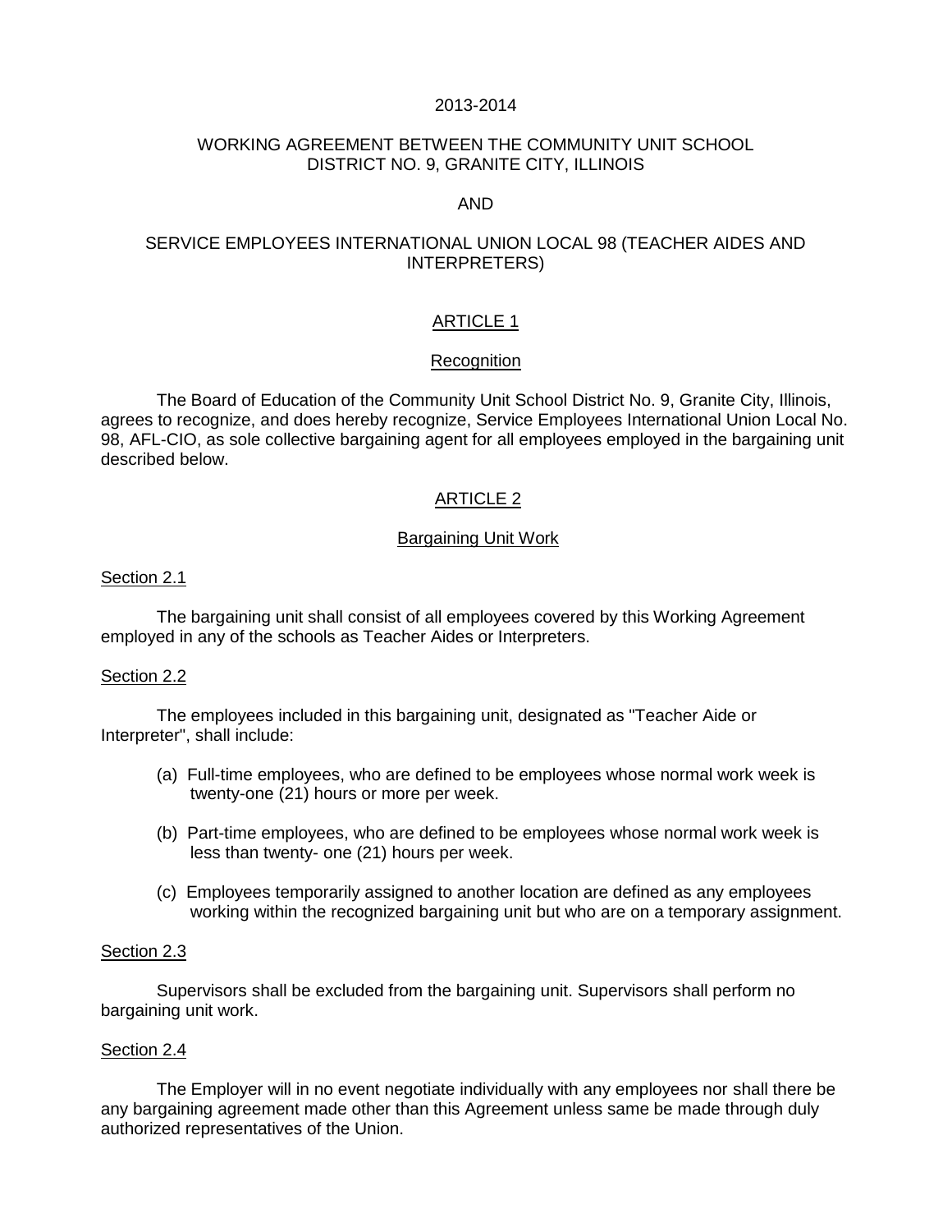2013-2014

# WORKING AGREEMENT BETWEEN THE COMMUNITY UNIT SCHOOL DISTRICT NO. 9, GRANITE CITY, ILLINOIS

AND

# SERVICE EMPLOYEES INTERNATIONAL UNION LOCAL 98 (TEACHER AIDES AND INTERPRETERS)

## ARTICLE 1

### Recognition

The Board of Education of the Community Unit School District No. 9, Granite City, Illinois, agrees to recognize, and does hereby recognize, Service Employees International Union Local No. 98, AFL-CIO, as sole collective bargaining agent for all employees employed in the bargaining unit described below.

## ARTICLE 2

### Bargaining Unit Work

#### Section 2.1

The bargaining unit shall consist of all employees covered by this Working Agreement employed in any of the schools as Teacher Aides or Interpreters.

#### Section 2.2

The employees included in this bargaining unit, designated as "Teacher Aide or Interpreter", shall include:

(a) Full-time employees, who are defined to be employees whose normal work week is twenty-one (21) hours or more per week.

(b) Part-time employees, who are defined to be employees whose normal work week is less than twenty- one (21) hours per week.

(c) Employees temporarily assigned to another location are defined as any employees working within the recognized bargaining unit but who are on a temporary assignment.

#### Section 2.3

Supervisors shall be excluded from the bargaining unit. Supervisors shall perform no bargaining unit work.

#### Section 2.4

The Employer will in no event negotiate individually with any employees nor shall there be any bargaining agreement made other than this Agreement unless same be made through duly authorized representatives of the Union.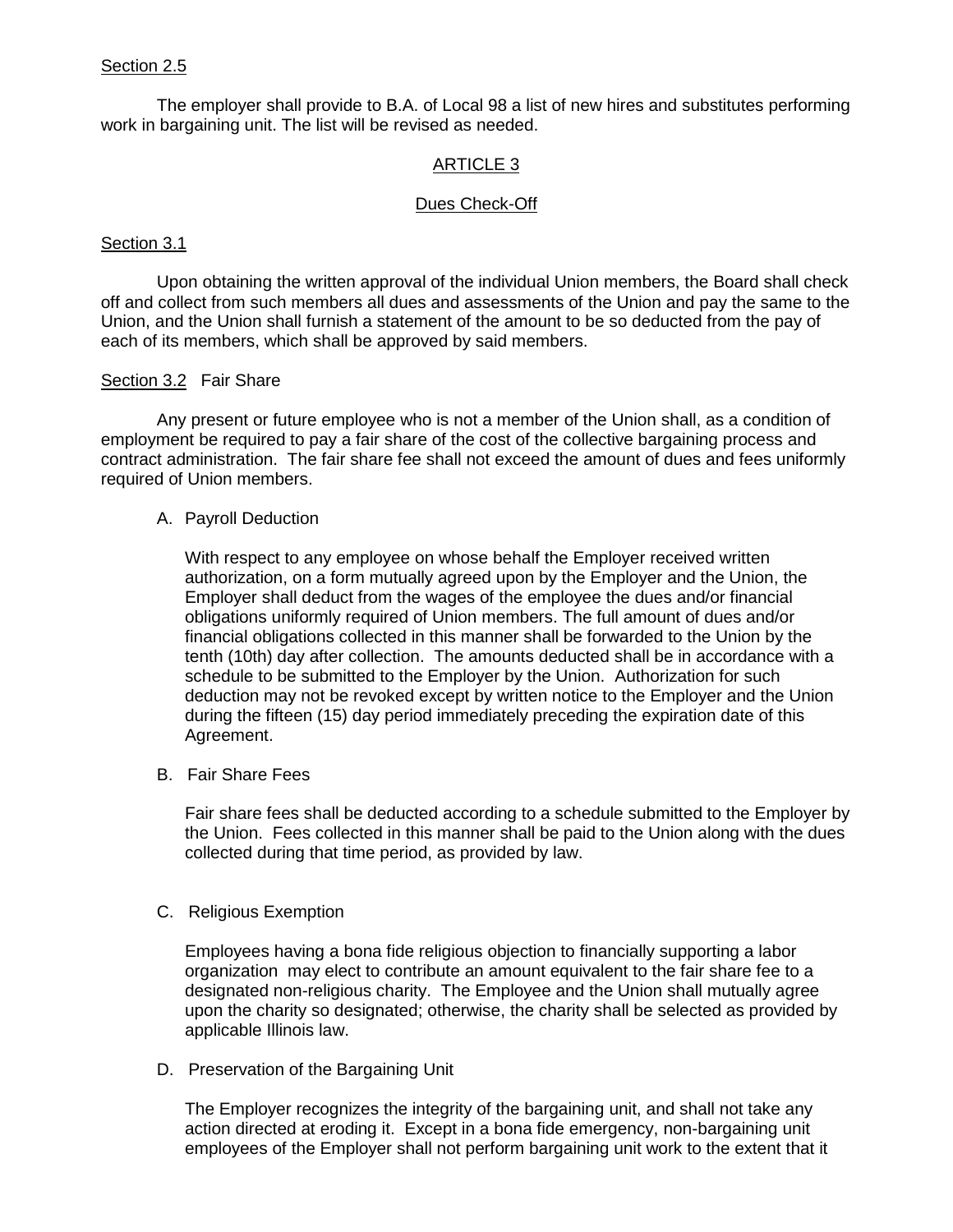Section 2.5

The employer shall provide to B.A. of Local 98 a list of new hires and substitutes performing work in bargaining unit. The list will be revised as needed.

## ARTICLE 3

## Dues Check-Off

Section 3.1

Upon obtaining the written approval of the individual Union members, the Board shall check off and collect from such members all dues and assessments of the Union and pay the same to the Union, and the Union shall furnish a statement of the amount to be so deducted from the pay of each of its members, which shall be approved by said members.

Section 3.2 Fair Share

Any present or future employee who is not a member of the Union shall, as a condition of employment be required to pay a fair share of the cost of the collective bargaining process and contract administration. The fair share fee shall not exceed the amount of dues and fees uniformly required of Union members.

A. Payroll Deduction

With respect to any employee on whose behalf the Employer received written authorization, on a form mutually agreed upon by the Employer and the Union, the Employer shall deduct from the wages of the employee the dues and/or financial obligations uniformly required of Union members. The full amount of dues and/or financial obligations collected in this manner shall be forwarded to the Union by the tenth (10th) day after collection. The amounts deducted shall be in accordance with a schedule to be submitted to the Employer by the Union. Authorization for such deduction may not be revoked except by written notice to the Employer and the Union during the fifteen (15) day period immediately preceding the expiration date of this Agreement.

B. Fair Share Fees

Fair share fees shall be deducted according to a schedule submitted to the Employer by the Union. Fees collected in this manner shall be paid to the Union along with the dues collected during that time period, as provided by law.

C. Religious Exemption

Employees having a bona fide religious objection to financially supporting a labor organization may elect to contribute an amount equivalent to the fair share fee to a designated non-religious charity. The Employee and the Union shall mutually agree upon the charity so designated; otherwise, the charity shall be selected as provided by applicable Illinois law.

D. Preservation of the Bargaining Unit

The Employer recognizes the integrity of the bargaining unit, and shall not take any action directed at eroding it. Except in a bona fide emergency, non-bargaining unit employees of the Employer shall not perform bargaining unit work to the extent that it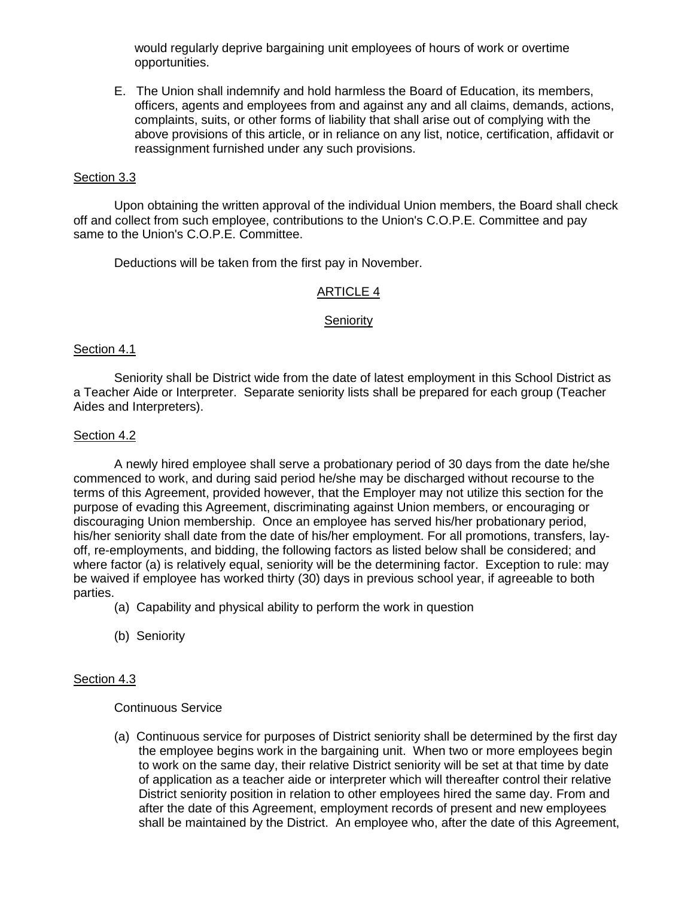would regularly deprive bargaining unit employees of hours of work or overtime opportunities.

E. The Union shall indemnify and hold harmless the Board of Education, its members, officers, agents and employees from and against any and all claims, demands, actions, complaints, suits, or other forms of liability that shall arise out of complying with the above provisions of this article, or in reliance on any list, notice, certification, affidavit or reassignment furnished under any such provisions.

Section 3.3

Upon obtaining the written approval of the individual Union members, the Board shall check off and collect from such employee, contributions to the Union's C.O.P.E. Committee and pay same to the Union's C.O.P.E. Committee.

Deductions will be taken from the first pay in November.

## ARTICLE 4

## Seniority

Section 4.1

Seniority shall be District wide from the date of latest employment in this School District as a Teacher Aide or Interpreter. Separate seniority lists shall be prepared for each group (Teacher Aides and Interpreters).

Section 4.2

A newly hired employee shall serve a probationary period of 30 days from the date he/she commenced to work, and during said period he/she may be discharged without recourse to the terms of this Agreement, provided however, that the Employer may not utilize this section for the purpose of evading this Agreement, discriminating against Union members, or encouraging or discouraging Union membership. Once an employee has served his/her probationary period, his/her seniority shall date from the date of his/her employment. For all promotions, transfers, lay-off, re-employments, and bidding, the following factors as listed below shall be considered; and where factor (a) is relatively equal, seniority will be the determining factor. Exception to rule: may be waived if employee has worked thirty (30) days in previous school year, if agreeable to both parties.

(a) Capability and physical ability to perform the work in question

(b) Seniority

Section 4.3

Continuous Service

(a) Continuous service for purposes of District seniority shall be determined by the first day the employee begins work in the bargaining unit. When two or more employees begin to work on the same day, their relative District seniority will be set at that time by date of application as a teacher aide or interpreter which will thereafter control their relative District seniority position in relation to other employees hired the same day. From and after the date of this Agreement, employment records of present and new employees shall be maintained by the District. An employee who, after the date of this Agreement,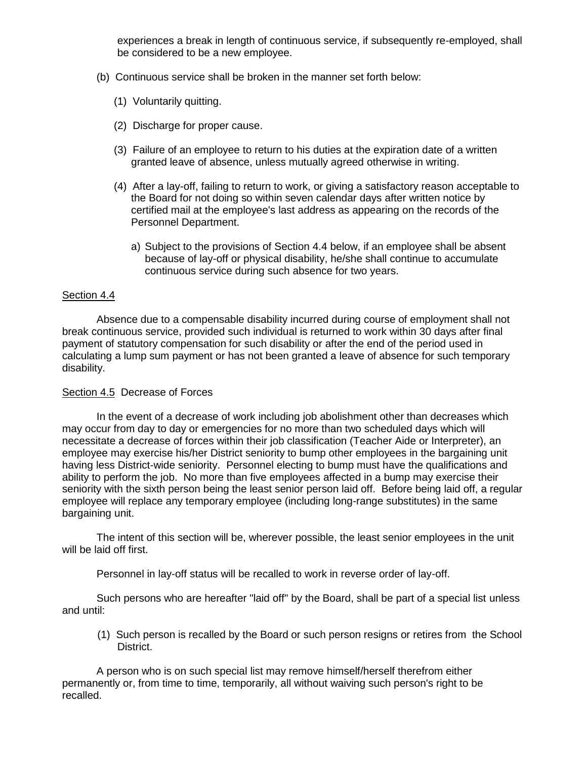experiences a break in length of continuous service, if subsequently re-employed, shall be considered to be a new employee.

(b) Continuous service shall be broken in the manner set forth below:

(1) Voluntarily quitting.

(2) Discharge for proper cause.

(3) Failure of an employee to return to his duties at the expiration date of a written granted leave of absence, unless mutually agreed otherwise in writing.

(4) After a lay-off, failing to return to work, or giving a satisfactory reason acceptable to the Board for not doing so within seven calendar days after written notice by certified mail at the employee's last address as appearing on the records of the Personnel Department.

a) Subject to the provisions of Section 4.4 below, if an employee shall be absent because of lay-off or physical disability, he/she shall continue to accumulate continuous service during such absence for two years.

Section 4.4

Absence due to a compensable disability incurred during course of employment shall not break continuous service, provided such individual is returned to work within 30 days after final payment of statutory compensation for such disability or after the end of the period used in calculating a lump sum payment or has not been granted a leave of absence for such temporary disability.

Section 4.5 Decrease of Forces

In the event of a decrease of work including job abolishment other than decreases which may occur from day to day or emergencies for no more than two scheduled days which will necessitate a decrease of forces within their job classification (Teacher Aide or Interpreter), an employee may exercise his/her District seniority to bump other employees in the bargaining unit having less District-wide seniority. Personnel electing to bump must have the qualifications and ability to perform the job. No more than five employees affected in a bump may exercise their seniority with the sixth person being the least senior person laid off. Before being laid off, a regular employee will replace any temporary employee (including long-range substitutes) in the same bargaining unit.

The intent of this section will be, wherever possible, the least senior employees in the unit will be laid off first.

Personnel in lay-off status will be recalled to work in reverse order of lay-off.

Such persons who are hereafter "laid off" by the Board, shall be part of a special list unless and until:

(1) Such person is recalled by the Board or such person resigns or retires from the School District.

A person who is on such special list may remove himself/herself therefrom either permanently or, from time to time, temporarily, all without waiving such person's right to be recalled.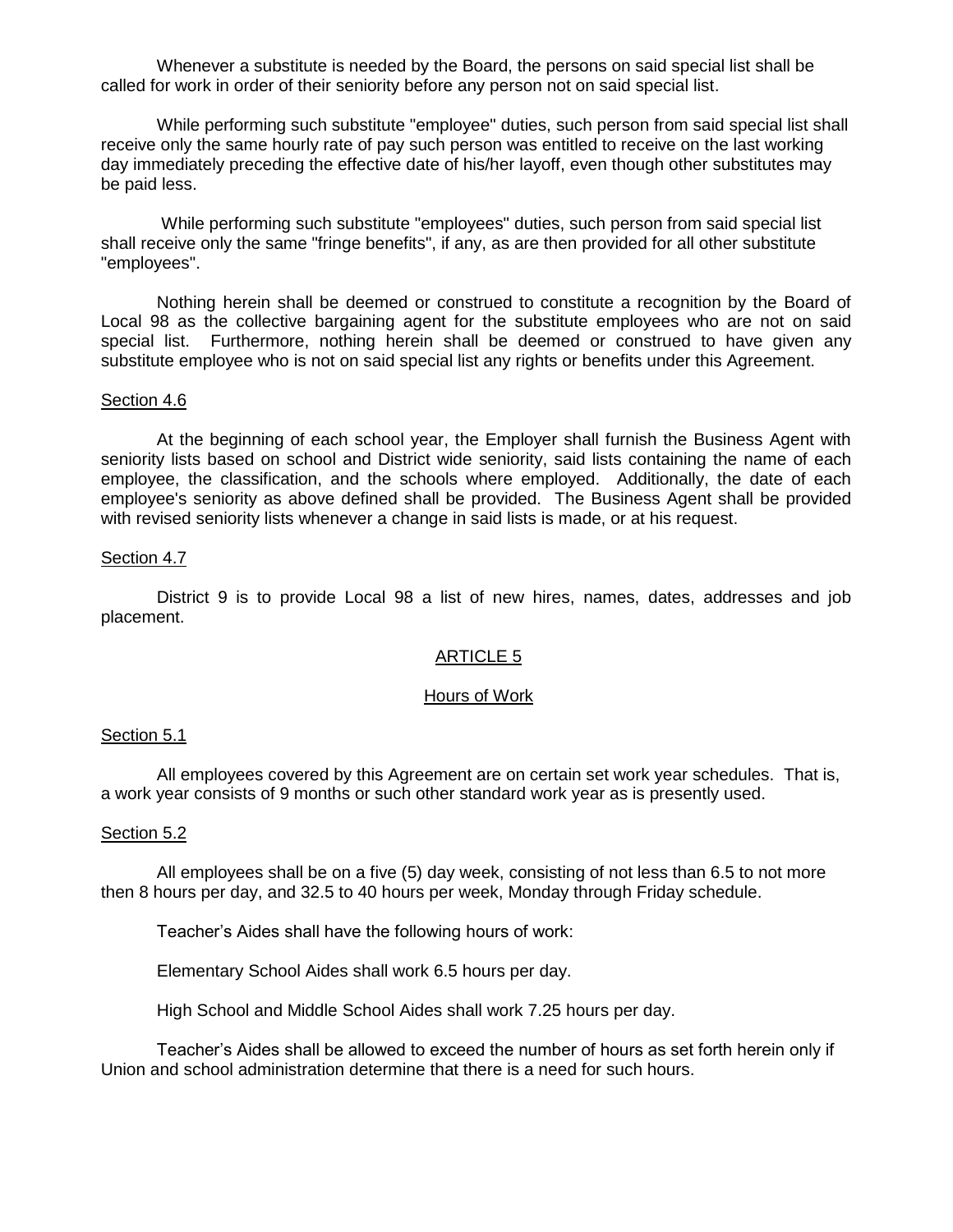Whenever a substitute is needed by the Board, the persons on said special list shall be called for work in order of their seniority before any person not on said special list.

While performing such substitute "employee" duties, such person from said special list shall receive only the same hourly rate of pay such person was entitled to receive on the last working day immediately preceding the effective date of his/her layoff, even though other substitutes may be paid less.

While performing such substitute "employees" duties, such person from said special list shall receive only the same "fringe benefits", if any, as are then provided for all other substitute "employees".

Nothing herein shall be deemed or construed to constitute a recognition by the Board of Local 98 as the collective bargaining agent for the substitute employees who are not on said special list. Furthermore, nothing herein shall be deemed or construed to have given any substitute employee who is not on said special list any rights or benefits under this Agreement.

Section 4.6

At the beginning of each school year, the Employer shall furnish the Business Agent with seniority lists based on school and District wide seniority, said lists containing the name of each employee, the classification, and the schools where employed. Additionally, the date of each employee's seniority as above defined shall be provided. The Business Agent shall be provided with revised seniority lists whenever a change in said lists is made, or at his request.

Section 4.7

District 9 is to provide Local 98 a list of new hires, names, dates, addresses and job placement.

## ARTICLE 5

### Hours of Work

Section 5.1

All employees covered by this Agreement are on certain set work year schedules. That is, a work year consists of 9 months or such other standard work year as is presently used.

Section 5.2

All employees shall be on a five (5) day week, consisting of not less than 6.5 to not more then 8 hours per day, and 32.5 to 40 hours per week, Monday through Friday schedule.

Teacher's Aides shall have the following hours of work:

Elementary School Aides shall work 6.5 hours per day.

High School and Middle School Aides shall work 7.25 hours per day.

Teacher's Aides shall be allowed to exceed the number of hours as set forth herein only if Union and school administration determine that there is a need for such hours.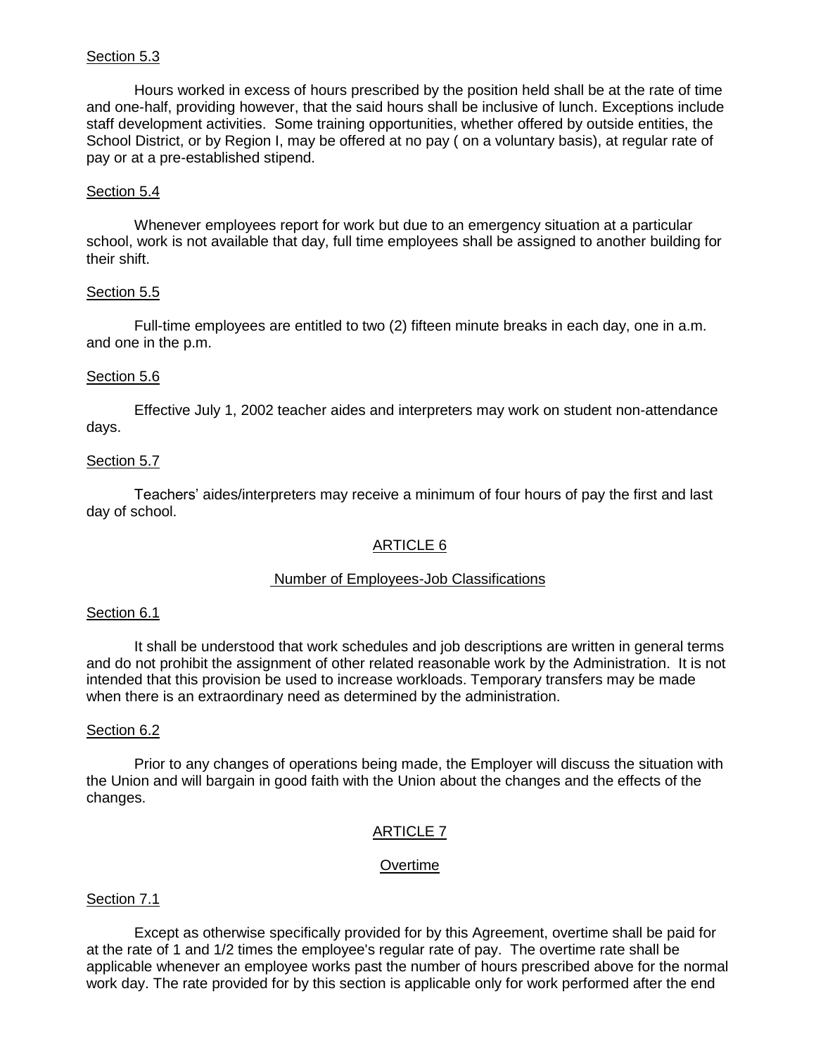Section 5.3

Hours worked in excess of hours prescribed by the position held shall be at the rate of time and one-half, providing however, that the said hours shall be inclusive of lunch. Exceptions include staff development activities. Some training opportunities, whether offered by outside entities, the School District, or by Region I, may be offered at no pay ( on a voluntary basis), at regular rate of pay or at a pre-established stipend.

Section 5.4

Whenever employees report for work but due to an emergency situation at a particular school, work is not available that day, full time employees shall be assigned to another building for their shift.

Section 5.5

Full-time employees are entitled to two (2) fifteen minute breaks in each day, one in a.m. and one in the p.m.

Section 5.6

Effective July 1, 2002 teacher aides and interpreters may work on student non-attendance days.

Section 5.7

Teachers' aides/interpreters may receive a minimum of four hours of pay the first and last day of school.

## ARTICLE 6

### Number of Employees-Job Classifications

Section 6.1

It shall be understood that work schedules and job descriptions are written in general terms and do not prohibit the assignment of other related reasonable work by the Administration. It is not intended that this provision be used to increase workloads. Temporary transfers may be made when there is an extraordinary need as determined by the administration.

Section 6.2

Prior to any changes of operations being made, the Employer will discuss the situation with the Union and will bargain in good faith with the Union about the changes and the effects of the changes.

## ARTICLE 7

### Overtime

Section 7.1

Except as otherwise specifically provided for by this Agreement, overtime shall be paid for at the rate of 1 and 1/2 times the employee's regular rate of pay. The overtime rate shall be applicable whenever an employee works past the number of hours prescribed above for the normal work day. The rate provided for by this section is applicable only for work performed after the end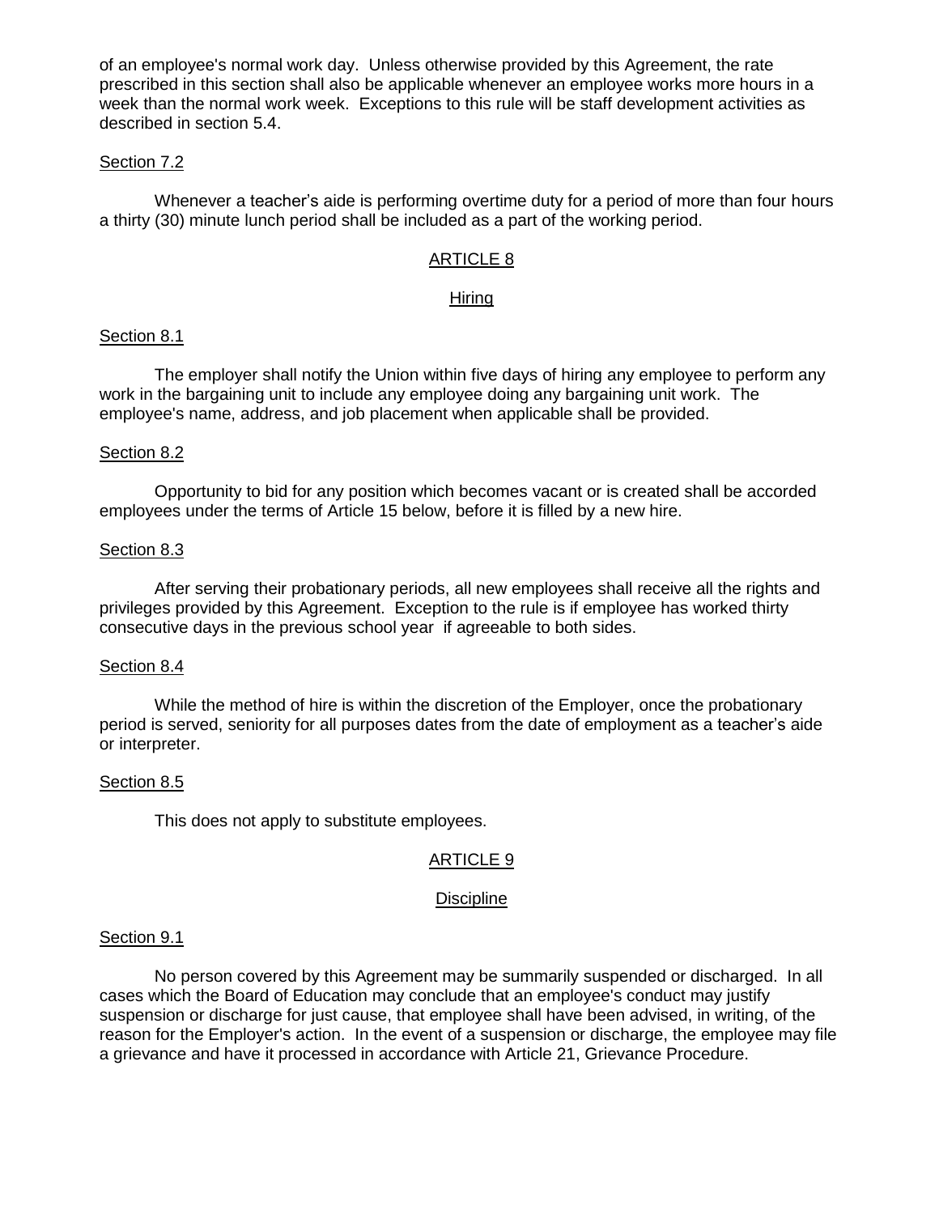of an employee's normal work day. Unless otherwise provided by this Agreement, the rate prescribed in this section shall also be applicable whenever an employee works more hours in a week than the normal work week. Exceptions to this rule will be staff development activities as described in section 5.4.

Section 7.2

Whenever a teacher's aide is performing overtime duty for a period of more than four hours a thirty (30) minute lunch period shall be included as a part of the working period.

## ARTICLE 8

## Hiring

Section 8.1

The employer shall notify the Union within five days of hiring any employee to perform any work in the bargaining unit to include any employee doing any bargaining unit work. The employee's name, address, and job placement when applicable shall be provided.

Section 8.2

Opportunity to bid for any position which becomes vacant or is created shall be accorded employees under the terms of Article 15 below, before it is filled by a new hire.

Section 8.3

After serving their probationary periods, all new employees shall receive all the rights and privileges provided by this Agreement. Exception to the rule is if employee has worked thirty consecutive days in the previous school year if agreeable to both sides.

Section 8.4

While the method of hire is within the discretion of the Employer, once the probationary period is served, seniority for all purposes dates from the date of employment as a teacher's aide or interpreter.

Section 8.5

This does not apply to substitute employees.

## ARTICLE 9

## Discipline

Section 9.1

No person covered by this Agreement may be summarily suspended or discharged. In all cases which the Board of Education may conclude that an employee's conduct may justify suspension or discharge for just cause, that employee shall have been advised, in writing, of the reason for the Employer's action. In the event of a suspension or discharge, the employee may file a grievance and have it processed in accordance with Article 21, Grievance Procedure.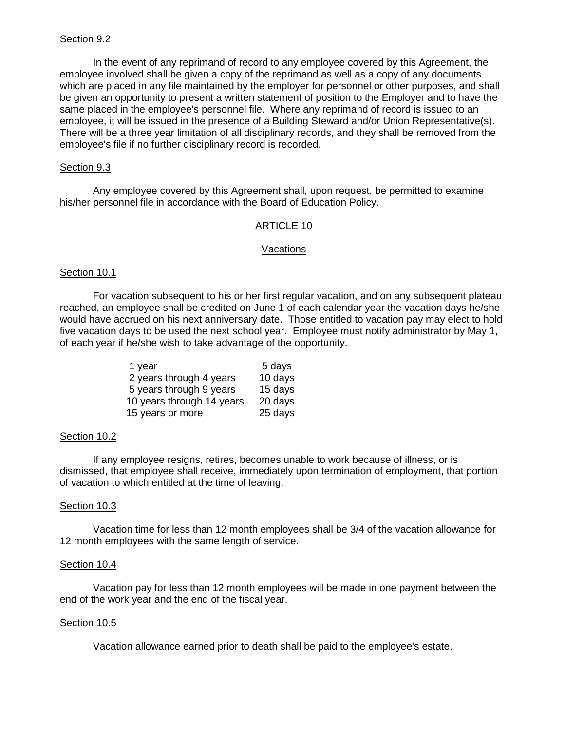Section 9.2

In the event of any reprimand of record to any employee covered by this Agreement, the employee involved shall be given a copy of the reprimand as well as a copy of any documents which are placed in any file maintained by the employer for personnel or other purposes, and shall be given an opportunity to present a written statement of position to the Employer and to have the same placed in the employee's personnel file. Where any reprimand of record is issued to an employee, it will be issued in the presence of a Building Steward and/or Union Representative(s). There will be a three year limitation of all disciplinary records, and they shall be removed from the employee's file if no further disciplinary record is recorded.

Section 9.3

Any employee covered by this Agreement shall, upon request, be permitted to examine his/her personnel file in accordance with the Board of Education Policy.

## ARTICLE 10

## Vacations

Section 10.1

For vacation subsequent to his or her first regular vacation, and on any subsequent plateau reached, an employee shall be credited on June 1 of each calendar year the vacation days he/she would have accrued on his next anniversary date. Those entitled to vacation pay may elect to hold five vacation days to be used the next school year. Employee must notify administrator by May 1, of each year if he/she wish to take advantage of the opportunity.

| | |
|---|---|
| 1 year | 5 days |
| 2 years through 4 years | 10 days |
| 5 years through 9 years | 15 days |
| 10 years through 14 years | 20 days |
| 15 years or more | 25 days |

Section 10.2

If any employee resigns, retires, becomes unable to work because of illness, or is dismissed, that employee shall receive, immediately upon termination of employment, that portion of vacation to which entitled at the time of leaving.

Section 10.3

Vacation time for less than 12 month employees shall be 3/4 of the vacation allowance for 12 month employees with the same length of service.

Section 10.4

Vacation pay for less than 12 month employees will be made in one payment between the end of the work year and the end of the fiscal year.

Section 10.5

Vacation allowance earned prior to death shall be paid to the employee's estate.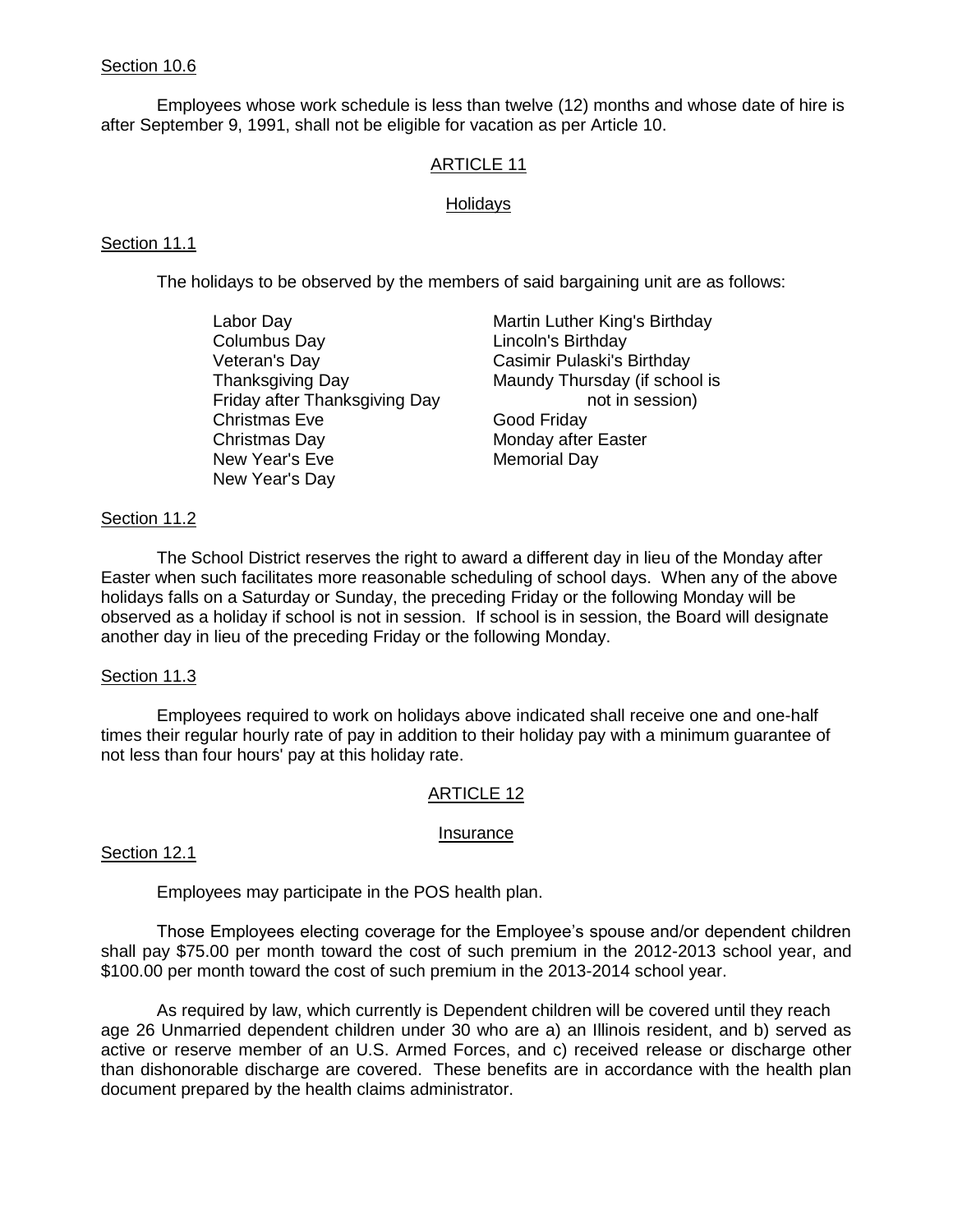Section 10.6

Employees whose work schedule is less than twelve (12) months and whose date of hire is after September 9, 1991, shall not be eligible for vacation as per Article 10.

## ARTICLE 11

### Holidays

Section 11.1

The holidays to be observed by the members of said bargaining unit are as follows:

- Labor Day
- Columbus Day
- Veteran's Day
- Thanksgiving Day
- Friday after Thanksgiving Day
- Christmas Eve
- Christmas Day
- New Year's Eve
- New Year's Day
- Martin Luther King's Birthday
- Lincoln's Birthday
- Casimir Pulaski's Birthday
- Maundy Thursday (if school is not in session)
- Good Friday
- Monday after Easter
- Memorial Day

Section 11.2

The School District reserves the right to award a different day in lieu of the Monday after Easter when such facilitates more reasonable scheduling of school days. When any of the above holidays falls on a Saturday or Sunday, the preceding Friday or the following Monday will be observed as a holiday if school is not in session. If school is in session, the Board will designate another day in lieu of the preceding Friday or the following Monday.

Section 11.3

Employees required to work on holidays above indicated shall receive one and one-half times their regular hourly rate of pay in addition to their holiday pay with a minimum guarantee of not less than four hours' pay at this holiday rate.

## ARTICLE 12

### Insurance

Section 12.1

Employees may participate in the POS health plan.

Those Employees electing coverage for the Employee's spouse and/or dependent children shall pay $75.00 per month toward the cost of such premium in the 2012-2013 school year, and $100.00 per month toward the cost of such premium in the 2013-2014 school year.

As required by law, which currently is Dependent children will be covered until they reach age 26 Unmarried dependent children under 30 who are a) an Illinois resident, and b) served as active or reserve member of an U.S. Armed Forces, and c) received release or discharge other than dishonorable discharge are covered. These benefits are in accordance with the health plan document prepared by the health claims administrator.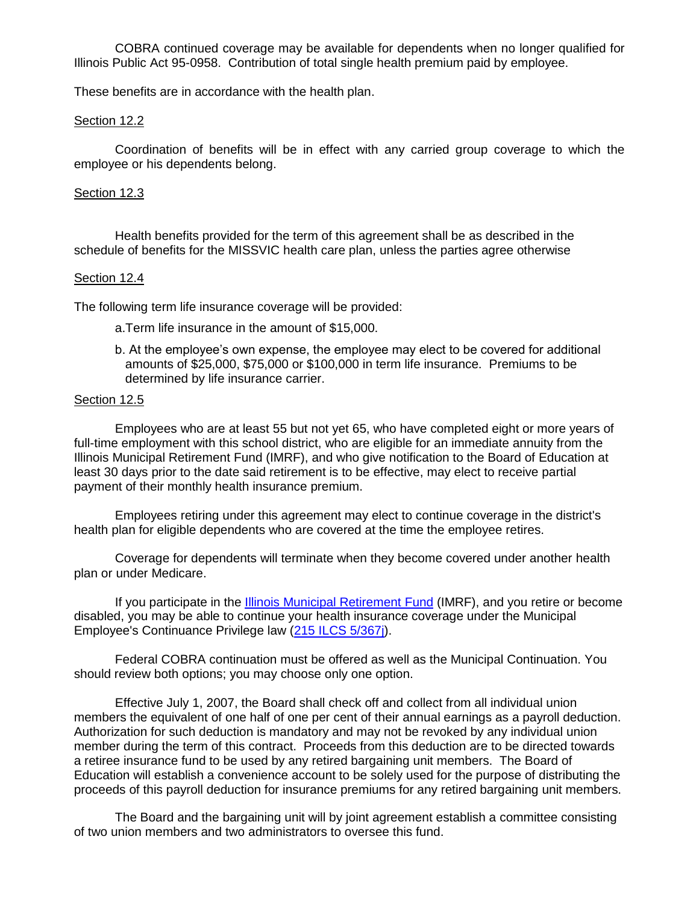COBRA continued coverage may be available for dependents when no longer qualified for Illinois Public Act 95-0958. Contribution of total single health premium paid by employee.

These benefits are in accordance with the health plan.

<u>Section 12.2</u>

Coordination of benefits will be in effect with any carried group coverage to which the employee or his dependents belong.

<u>Section 12.3</u>

Health benefits provided for the term of this agreement shall be as described in the schedule of benefits for the MISSVIC health care plan, unless the parties agree otherwise

<u>Section 12.4</u>

The following term life insurance coverage will be provided:

a. Term life insurance in the amount of $15,000.

b. At the employee's own expense, the employee may elect to be covered for additional amounts of $25,000, $75,000 or $100,000 in term life insurance. Premiums to be determined by life insurance carrier.

<u>Section 12.5</u>

Employees who are at least 55 but not yet 65, who have completed eight or more years of full-time employment with this school district, who are eligible for an immediate annuity from the Illinois Municipal Retirement Fund (IMRF), and who give notification to the Board of Education at least 30 days prior to the date said retirement is to be effective, may elect to receive partial payment of their monthly health insurance premium.

Employees retiring under this agreement may elect to continue coverage in the district's health plan for eligible dependents who are covered at the time the employee retires.

Coverage for dependents will terminate when they become covered under another health plan or under Medicare.

If you participate in the Illinois Municipal Retirement Fund (IMRF), and you retire or become disabled, you may be able to continue your health insurance coverage under the Municipal Employee's Continuance Privilege law (215 ILCS 5/367j).

Federal COBRA continuation must be offered as well as the Municipal Continuation. You should review both options; you may choose only one option.

Effective July 1, 2007, the Board shall check off and collect from all individual union members the equivalent of one half of one per cent of their annual earnings as a payroll deduction. Authorization for such deduction is mandatory and may not be revoked by any individual union member during the term of this contract. Proceeds from this deduction are to be directed towards a retiree insurance fund to be used by any retired bargaining unit members. The Board of Education will establish a convenience account to be solely used for the purpose of distributing the proceeds of this payroll deduction for insurance premiums for any retired bargaining unit members.

The Board and the bargaining unit will by joint agreement establish a committee consisting of two union members and two administrators to oversee this fund.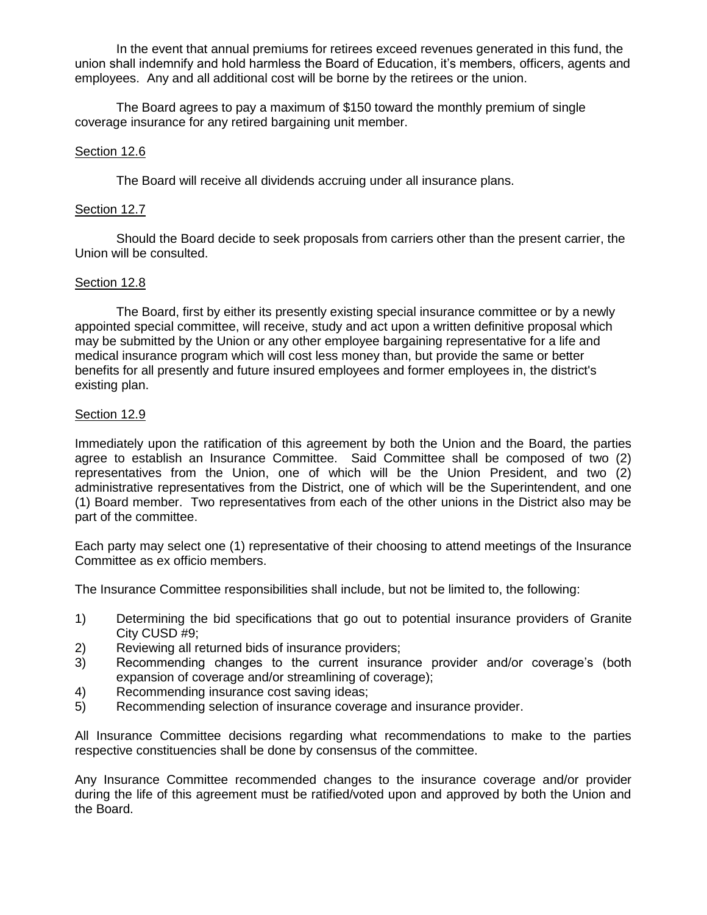In the event that annual premiums for retirees exceed revenues generated in this fund, the union shall indemnify and hold harmless the Board of Education, it's members, officers, agents and employees. Any and all additional cost will be borne by the retirees or the union.

The Board agrees to pay a maximum of $150 toward the monthly premium of single coverage insurance for any retired bargaining unit member.

Section 12.6

The Board will receive all dividends accruing under all insurance plans.

Section 12.7

Should the Board decide to seek proposals from carriers other than the present carrier, the Union will be consulted.

Section 12.8

The Board, first by either its presently existing special insurance committee or by a newly appointed special committee, will receive, study and act upon a written definitive proposal which may be submitted by the Union or any other employee bargaining representative for a life and medical insurance program which will cost less money than, but provide the same or better benefits for all presently and future insured employees and former employees in, the district's existing plan.

Section 12.9

Immediately upon the ratification of this agreement by both the Union and the Board, the parties agree to establish an Insurance Committee. Said Committee shall be composed of two (2) representatives from the Union, one of which will be the Union President, and two (2) administrative representatives from the District, one of which will be the Superintendent, and one (1) Board member. Two representatives from each of the other unions in the District also may be part of the committee.

Each party may select one (1) representative of their choosing to attend meetings of the Insurance Committee as ex officio members.

The Insurance Committee responsibilities shall include, but not be limited to, the following:

1) Determining the bid specifications that go out to potential insurance providers of Granite City CUSD #9;
2) Reviewing all returned bids of insurance providers;
3) Recommending changes to the current insurance provider and/or coverage's (both expansion of coverage and/or streamlining of coverage);
4) Recommending insurance cost saving ideas;
5) Recommending selection of insurance coverage and insurance provider.

All Insurance Committee decisions regarding what recommendations to make to the parties respective constituencies shall be done by consensus of the committee.

Any Insurance Committee recommended changes to the insurance coverage and/or provider during the life of this agreement must be ratified/voted upon and approved by both the Union and the Board.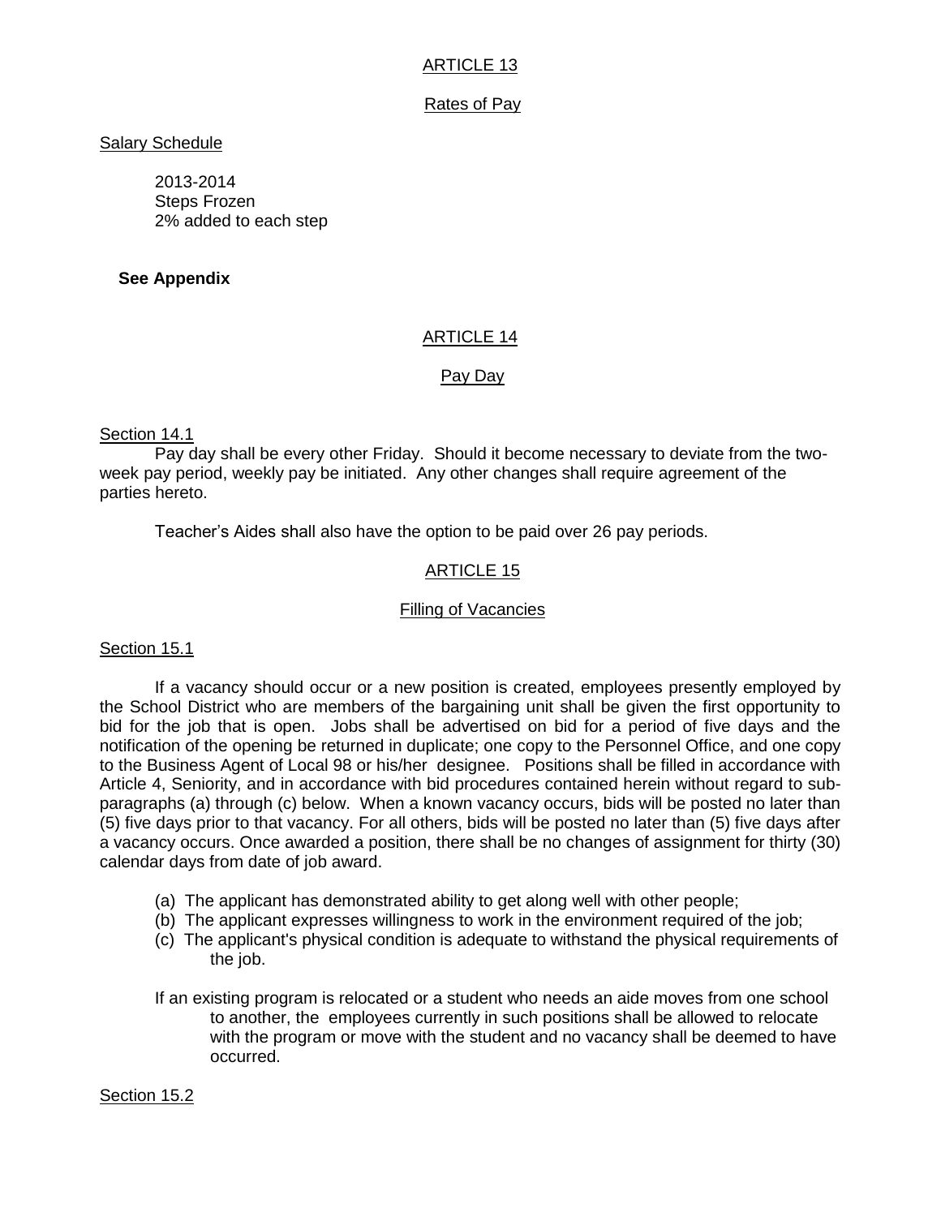## ARTICLE 13

### Rates of Pay

Salary Schedule

2013-2014
Steps Frozen
2% added to each step

**See Appendix**

## ARTICLE 14

### Pay Day

Section 14.1

Pay day shall be every other Friday. Should it become necessary to deviate from the two-week pay period, weekly pay be initiated. Any other changes shall require agreement of the parties hereto.

Teacher's Aides shall also have the option to be paid over 26 pay periods.

## ARTICLE 15

### Filling of Vacancies

Section 15.1

If a vacancy should occur or a new position is created, employees presently employed by the School District who are members of the bargaining unit shall be given the first opportunity to bid for the job that is open. Jobs shall be advertised on bid for a period of five days and the notification of the opening be returned in duplicate; one copy to the Personnel Office, and one copy to the Business Agent of Local 98 or his/her designee. Positions shall be filled in accordance with Article 4, Seniority, and in accordance with bid procedures contained herein without regard to sub-paragraphs (a) through (c) below. When a known vacancy occurs, bids will be posted no later than (5) five days prior to that vacancy. For all others, bids will be posted no later than (5) five days after a vacancy occurs. Once awarded a position, there shall be no changes of assignment for thirty (30) calendar days from date of job award.

(a) The applicant has demonstrated ability to get along well with other people;
(b) The applicant expresses willingness to work in the environment required of the job;
(c) The applicant's physical condition is adequate to withstand the physical requirements of the job.

If an existing program is relocated or a student who needs an aide moves from one school to another, the employees currently in such positions shall be allowed to relocate with the program or move with the student and no vacancy shall be deemed to have occurred.

Section 15.2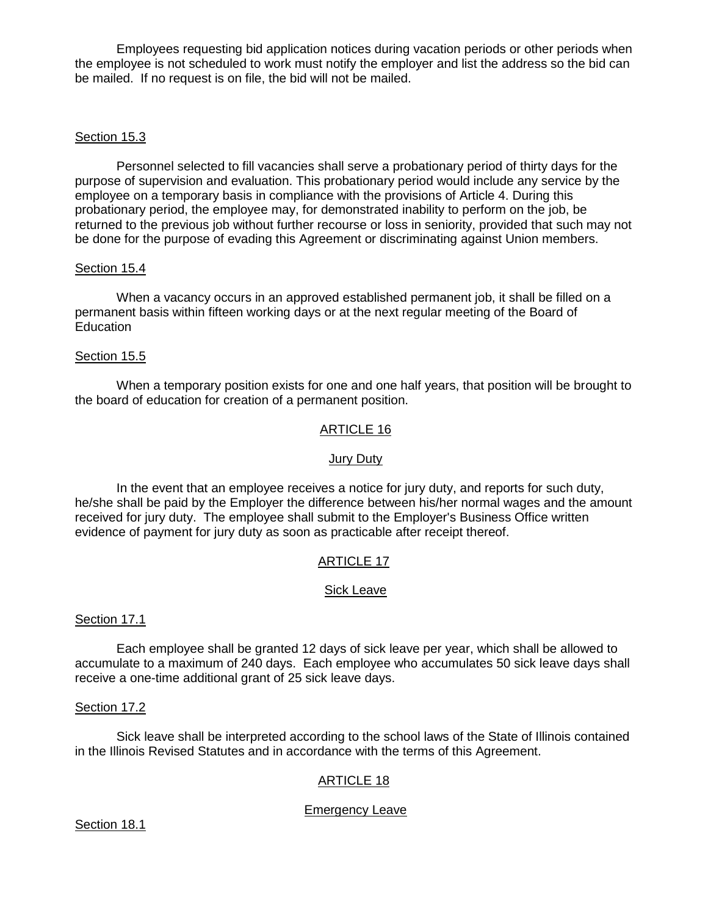Employees requesting bid application notices during vacation periods or other periods when the employee is not scheduled to work must notify the employer and list the address so the bid can be mailed. If no request is on file, the bid will not be mailed.

Section 15.3

Personnel selected to fill vacancies shall serve a probationary period of thirty days for the purpose of supervision and evaluation. This probationary period would include any service by the employee on a temporary basis in compliance with the provisions of Article 4. During this probationary period, the employee may, for demonstrated inability to perform on the job, be returned to the previous job without further recourse or loss in seniority, provided that such may not be done for the purpose of evading this Agreement or discriminating against Union members.

Section 15.4

When a vacancy occurs in an approved established permanent job, it shall be filled on a permanent basis within fifteen working days or at the next regular meeting of the Board of Education

Section 15.5

When a temporary position exists for one and one half years, that position will be brought to the board of education for creation of a permanent position.

## ARTICLE 16

### Jury Duty

In the event that an employee receives a notice for jury duty, and reports for such duty, he/she shall be paid by the Employer the difference between his/her normal wages and the amount received for jury duty. The employee shall submit to the Employer's Business Office written evidence of payment for jury duty as soon as practicable after receipt thereof.

## ARTICLE 17

### Sick Leave

Section 17.1

Each employee shall be granted 12 days of sick leave per year, which shall be allowed to accumulate to a maximum of 240 days. Each employee who accumulates 50 sick leave days shall receive a one-time additional grant of 25 sick leave days.

Section 17.2

Sick leave shall be interpreted according to the school laws of the State of Illinois contained in the Illinois Revised Statutes and in accordance with the terms of this Agreement.

## ARTICLE 18

### Emergency Leave

Section 18.1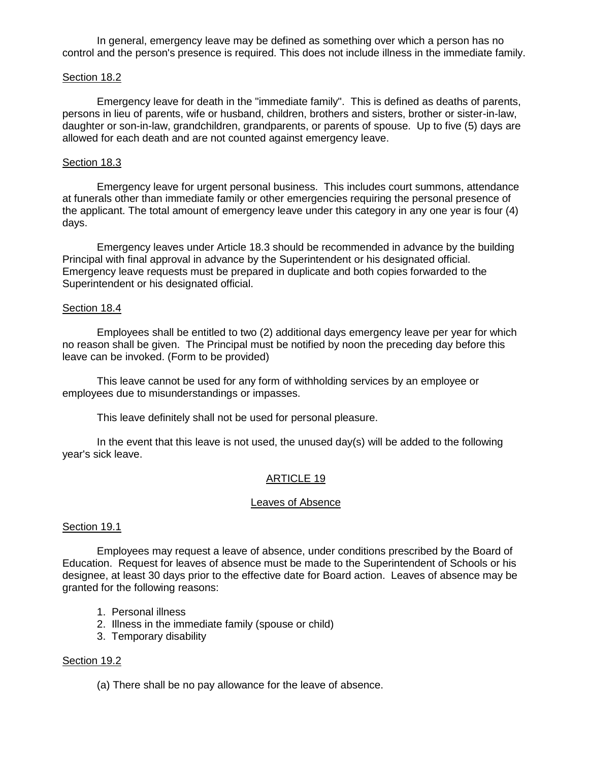In general, emergency leave may be defined as something over which a person has no control and the person's presence is required. This does not include illness in the immediate family.

Section 18.2

Emergency leave for death in the "immediate family". This is defined as deaths of parents, persons in lieu of parents, wife or husband, children, brothers and sisters, brother or sister-in-law, daughter or son-in-law, grandchildren, grandparents, or parents of spouse. Up to five (5) days are allowed for each death and are not counted against emergency leave.

Section 18.3

Emergency leave for urgent personal business. This includes court summons, attendance at funerals other than immediate family or other emergencies requiring the personal presence of the applicant. The total amount of emergency leave under this category in any one year is four (4) days.

Emergency leaves under Article 18.3 should be recommended in advance by the building Principal with final approval in advance by the Superintendent or his designated official. Emergency leave requests must be prepared in duplicate and both copies forwarded to the Superintendent or his designated official.

Section 18.4

Employees shall be entitled to two (2) additional days emergency leave per year for which no reason shall be given. The Principal must be notified by noon the preceding day before this leave can be invoked. (Form to be provided)

This leave cannot be used for any form of withholding services by an employee or employees due to misunderstandings or impasses.

This leave definitely shall not be used for personal pleasure.

In the event that this leave is not used, the unused day(s) will be added to the following year's sick leave.

## ARTICLE 19

## Leaves of Absence

Section 19.1

Employees may request a leave of absence, under conditions prescribed by the Board of Education. Request for leaves of absence must be made to the Superintendent of Schools or his designee, at least 30 days prior to the effective date for Board action. Leaves of absence may be granted for the following reasons:

1. Personal illness
2. Illness in the immediate family (spouse or child)
3. Temporary disability

Section 19.2

(a) There shall be no pay allowance for the leave of absence.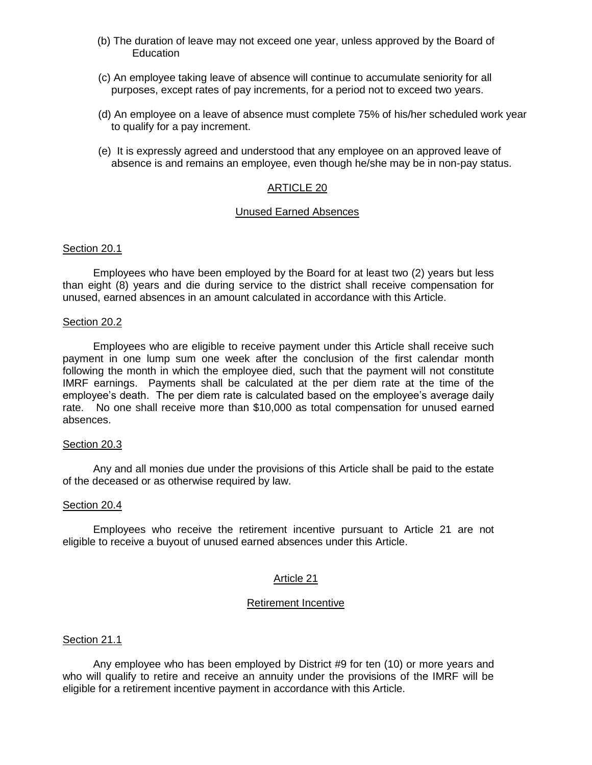(b) The duration of leave may not exceed one year, unless approved by the Board of Education

(c) An employee taking leave of absence will continue to accumulate seniority for all purposes, except rates of pay increments, for a period not to exceed two years.

(d) An employee on a leave of absence must complete 75% of his/her scheduled work year to qualify for a pay increment.

(e) It is expressly agreed and understood that any employee on an approved leave of absence is and remains an employee, even though he/she may be in non-pay status.

## ARTICLE 20

### Unused Earned Absences

Section 20.1

Employees who have been employed by the Board for at least two (2) years but less than eight (8) years and die during service to the district shall receive compensation for unused, earned absences in an amount calculated in accordance with this Article.

Section 20.2

Employees who are eligible to receive payment under this Article shall receive such payment in one lump sum one week after the conclusion of the first calendar month following the month in which the employee died, such that the payment will not constitute IMRF earnings. Payments shall be calculated at the per diem rate at the time of the employee's death. The per diem rate is calculated based on the employee's average daily rate. No one shall receive more than $10,000 as total compensation for unused earned absences.

Section 20.3

Any and all monies due under the provisions of this Article shall be paid to the estate of the deceased or as otherwise required by law.

Section 20.4

Employees who receive the retirement incentive pursuant to Article 21 are not eligible to receive a buyout of unused earned absences under this Article.

## Article 21

### Retirement Incentive

Section 21.1

Any employee who has been employed by District #9 for ten (10) or more years and who will qualify to retire and receive an annuity under the provisions of the IMRF will be eligible for a retirement incentive payment in accordance with this Article.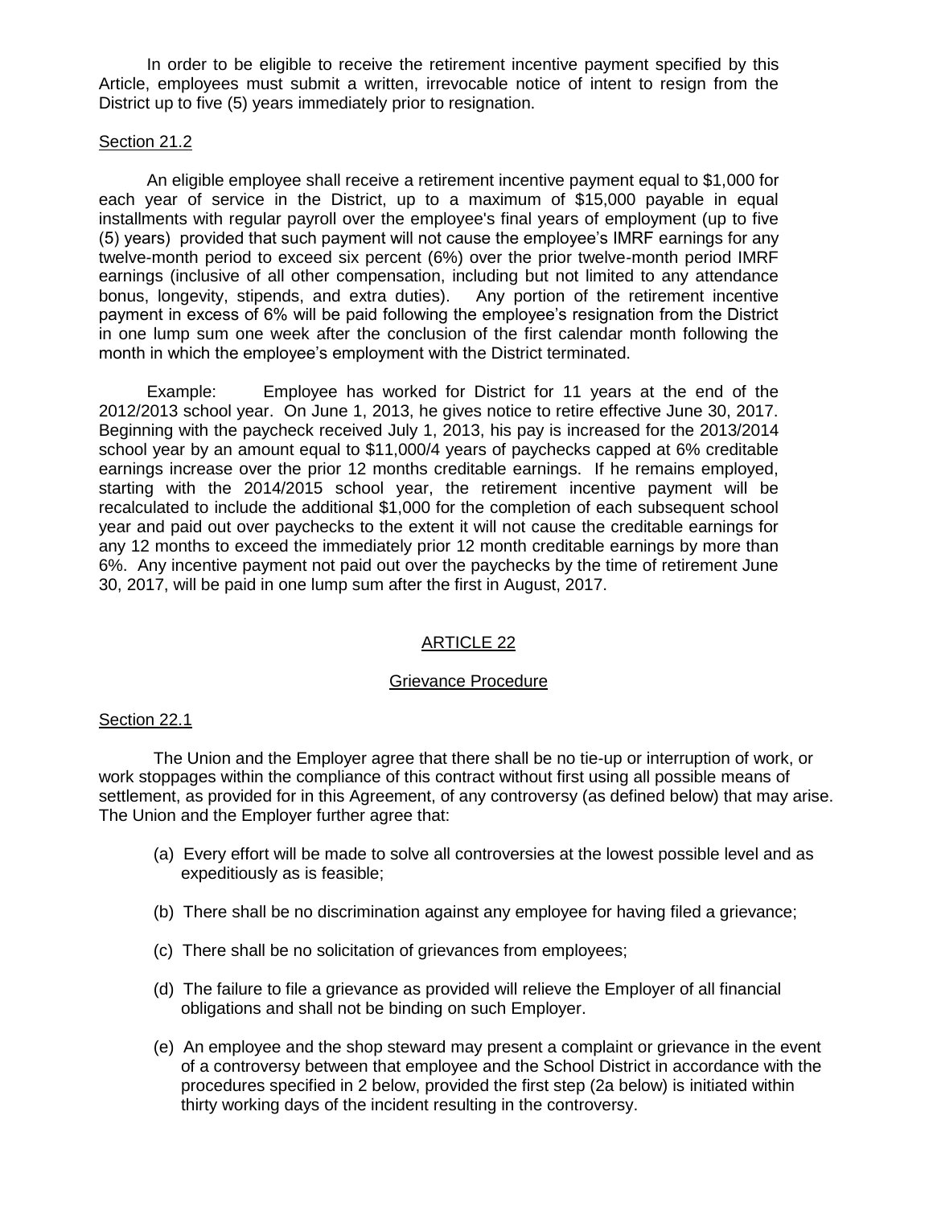In order to be eligible to receive the retirement incentive payment specified by this Article, employees must submit a written, irrevocable notice of intent to resign from the District up to five (5) years immediately prior to resignation.

Section 21.2

An eligible employee shall receive a retirement incentive payment equal to $1,000 for each year of service in the District, up to a maximum of $15,000 payable in equal installments with regular payroll over the employee's final years of employment (up to five (5) years) provided that such payment will not cause the employee's IMRF earnings for any twelve-month period to exceed six percent (6%) over the prior twelve-month period IMRF earnings (inclusive of all other compensation, including but not limited to any attendance bonus, longevity, stipends, and extra duties). Any portion of the retirement incentive payment in excess of 6% will be paid following the employee's resignation from the District in one lump sum one week after the conclusion of the first calendar month following the month in which the employee's employment with the District terminated.

Example: Employee has worked for District for 11 years at the end of the 2012/2013 school year. On June 1, 2013, he gives notice to retire effective June 30, 2017. Beginning with the paycheck received July 1, 2013, his pay is increased for the 2013/2014 school year by an amount equal to $11,000/4 years of paychecks capped at 6% creditable earnings increase over the prior 12 months creditable earnings. If he remains employed, starting with the 2014/2015 school year, the retirement incentive payment will be recalculated to include the additional $1,000 for the completion of each subsequent school year and paid out over paychecks to the extent it will not cause the creditable earnings for any 12 months to exceed the immediately prior 12 month creditable earnings by more than 6%. Any incentive payment not paid out over the paychecks by the time of retirement June 30, 2017, will be paid in one lump sum after the first in August, 2017.

## ARTICLE 22

### Grievance Procedure

Section 22.1

The Union and the Employer agree that there shall be no tie-up or interruption of work, or work stoppages within the compliance of this contract without first using all possible means of settlement, as provided for in this Agreement, of any controversy (as defined below) that may arise. The Union and the Employer further agree that:

(a) Every effort will be made to solve all controversies at the lowest possible level and as expeditiously as is feasible;

(b) There shall be no discrimination against any employee for having filed a grievance;

(c) There shall be no solicitation of grievances from employees;

(d) The failure to file a grievance as provided will relieve the Employer of all financial obligations and shall not be binding on such Employer.

(e) An employee and the shop steward may present a complaint or grievance in the event of a controversy between that employee and the School District in accordance with the procedures specified in 2 below, provided the first step (2a below) is initiated within thirty working days of the incident resulting in the controversy.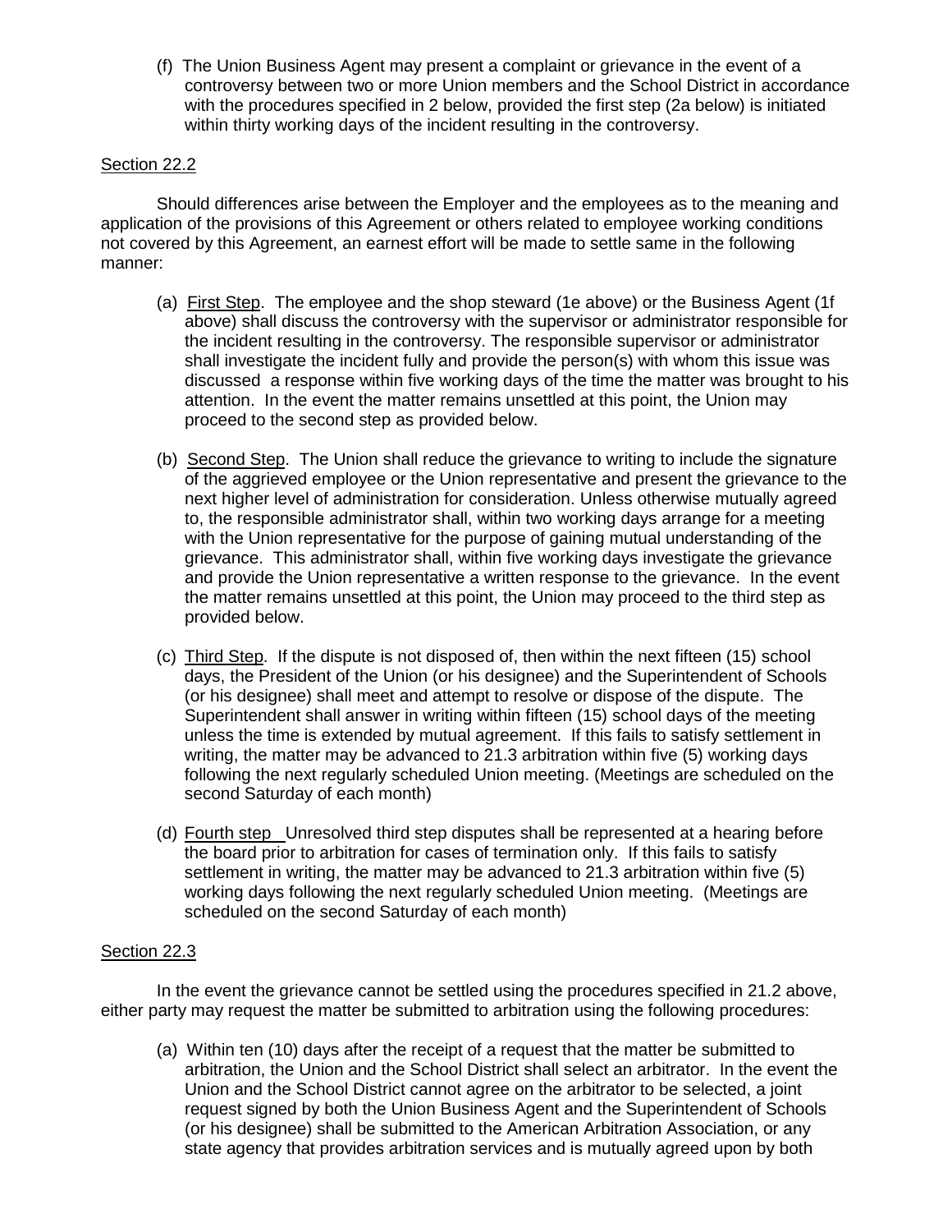(f) The Union Business Agent may present a complaint or grievance in the event of a controversy between two or more Union members and the School District in accordance with the procedures specified in 2 below, provided the first step (2a below) is initiated within thirty working days of the incident resulting in the controversy.

Section 22.2

Should differences arise between the Employer and the employees as to the meaning and application of the provisions of this Agreement or others related to employee working conditions not covered by this Agreement, an earnest effort will be made to settle same in the following manner:

(a) First Step. The employee and the shop steward (1e above) or the Business Agent (1f above) shall discuss the controversy with the supervisor or administrator responsible for the incident resulting in the controversy. The responsible supervisor or administrator shall investigate the incident fully and provide the person(s) with whom this issue was discussed a response within five working days of the time the matter was brought to his attention. In the event the matter remains unsettled at this point, the Union may proceed to the second step as provided below.

(b) Second Step. The Union shall reduce the grievance to writing to include the signature of the aggrieved employee or the Union representative and present the grievance to the next higher level of administration for consideration. Unless otherwise mutually agreed to, the responsible administrator shall, within two working days arrange for a meeting with the Union representative for the purpose of gaining mutual understanding of the grievance. This administrator shall, within five working days investigate the grievance and provide the Union representative a written response to the grievance. In the event the matter remains unsettled at this point, the Union may proceed to the third step as provided below.

(c) Third Step. If the dispute is not disposed of, then within the next fifteen (15) school days, the President of the Union (or his designee) and the Superintendent of Schools (or his designee) shall meet and attempt to resolve or dispose of the dispute. The Superintendent shall answer in writing within fifteen (15) school days of the meeting unless the time is extended by mutual agreement. If this fails to satisfy settlement in writing, the matter may be advanced to 21.3 arbitration within five (5) working days following the next regularly scheduled Union meeting. (Meetings are scheduled on the second Saturday of each month)

(d) Fourth step Unresolved third step disputes shall be represented at a hearing before the board prior to arbitration for cases of termination only. If this fails to satisfy settlement in writing, the matter may be advanced to 21.3 arbitration within five (5) working days following the next regularly scheduled Union meeting. (Meetings are scheduled on the second Saturday of each month)

Section 22.3

In the event the grievance cannot be settled using the procedures specified in 21.2 above, either party may request the matter be submitted to arbitration using the following procedures:

(a) Within ten (10) days after the receipt of a request that the matter be submitted to arbitration, the Union and the School District shall select an arbitrator. In the event the Union and the School District cannot agree on the arbitrator to be selected, a joint request signed by both the Union Business Agent and the Superintendent of Schools (or his designee) shall be submitted to the American Arbitration Association, or any state agency that provides arbitration services and is mutually agreed upon by both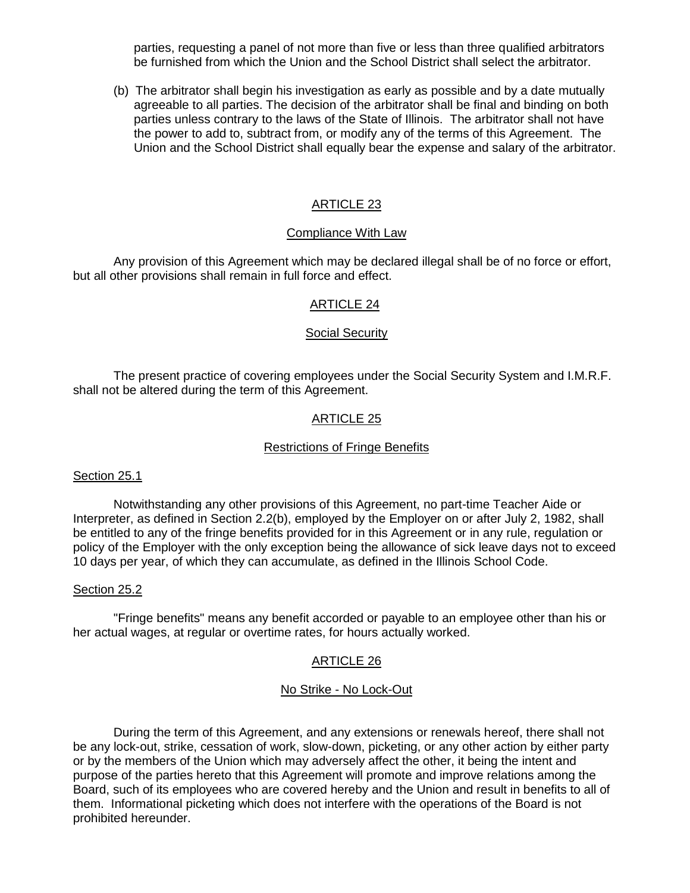parties, requesting a panel of not more than five or less than three qualified arbitrators be furnished from which the Union and the School District shall select the arbitrator.

(b) The arbitrator shall begin his investigation as early as possible and by a date mutually agreeable to all parties. The decision of the arbitrator shall be final and binding on both parties unless contrary to the laws of the State of Illinois. The arbitrator shall not have the power to add to, subtract from, or modify any of the terms of this Agreement. The Union and the School District shall equally bear the expense and salary of the arbitrator.

## ARTICLE 23

### Compliance With Law

Any provision of this Agreement which may be declared illegal shall be of no force or effort, but all other provisions shall remain in full force and effect.

## ARTICLE 24

### Social Security

The present practice of covering employees under the Social Security System and I.M.R.F. shall not be altered during the term of this Agreement.

## ARTICLE 25

### Restrictions of Fringe Benefits

#### Section 25.1

Notwithstanding any other provisions of this Agreement, no part-time Teacher Aide or Interpreter, as defined in Section 2.2(b), employed by the Employer on or after July 2, 1982, shall be entitled to any of the fringe benefits provided for in this Agreement or in any rule, regulation or policy of the Employer with the only exception being the allowance of sick leave days not to exceed 10 days per year, of which they can accumulate, as defined in the Illinois School Code.

#### Section 25.2

"Fringe benefits" means any benefit accorded or payable to an employee other than his or her actual wages, at regular or overtime rates, for hours actually worked.

## ARTICLE 26

### No Strike - No Lock-Out

During the term of this Agreement, and any extensions or renewals hereof, there shall not be any lock-out, strike, cessation of work, slow-down, picketing, or any other action by either party or by the members of the Union which may adversely affect the other, it being the intent and purpose of the parties hereto that this Agreement will promote and improve relations among the Board, such of its employees who are covered hereby and the Union and result in benefits to all of them. Informational picketing which does not interfere with the operations of the Board is not prohibited hereunder.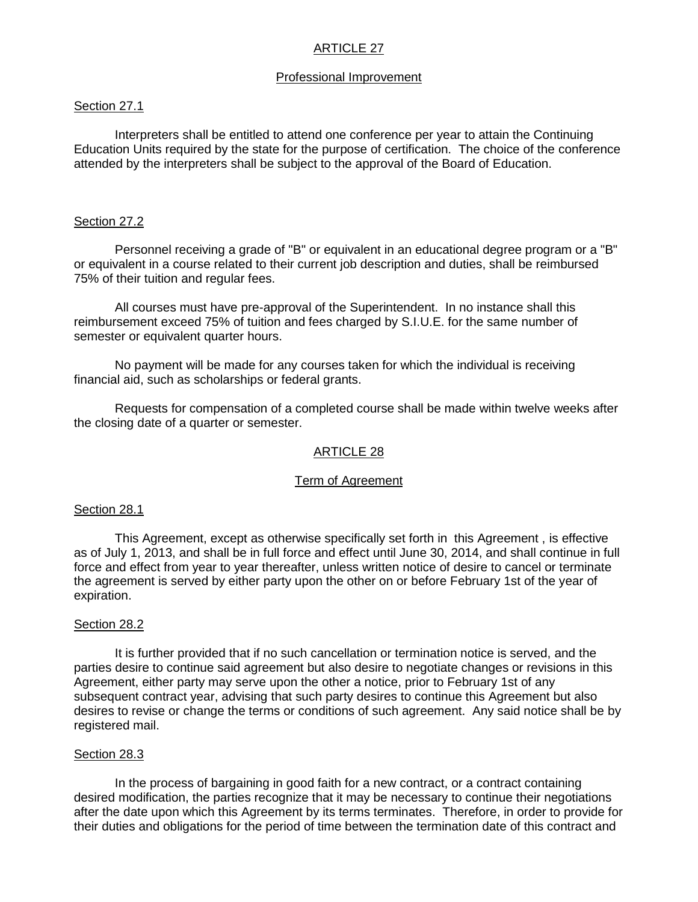## ARTICLE 27

### Professional Improvement

#### Section 27.1

Interpreters shall be entitled to attend one conference per year to attain the Continuing Education Units required by the state for the purpose of certification. The choice of the conference attended by the interpreters shall be subject to the approval of the Board of Education.

#### Section 27.2

Personnel receiving a grade of "B" or equivalent in an educational degree program or a "B" or equivalent in a course related to their current job description and duties, shall be reimbursed 75% of their tuition and regular fees.

All courses must have pre-approval of the Superintendent. In no instance shall this reimbursement exceed 75% of tuition and fees charged by S.I.U.E. for the same number of semester or equivalent quarter hours.

No payment will be made for any courses taken for which the individual is receiving financial aid, such as scholarships or federal grants.

Requests for compensation of a completed course shall be made within twelve weeks after the closing date of a quarter or semester.

## ARTICLE 28

### Term of Agreement

#### Section 28.1

This Agreement, except as otherwise specifically set forth in this Agreement , is effective as of July 1, 2013, and shall be in full force and effect until June 30, 2014, and shall continue in full force and effect from year to year thereafter, unless written notice of desire to cancel or terminate the agreement is served by either party upon the other on or before February 1st of the year of expiration.

#### Section 28.2

It is further provided that if no such cancellation or termination notice is served, and the parties desire to continue said agreement but also desire to negotiate changes or revisions in this Agreement, either party may serve upon the other a notice, prior to February 1st of any subsequent contract year, advising that such party desires to continue this Agreement but also desires to revise or change the terms or conditions of such agreement. Any said notice shall be by registered mail.

#### Section 28.3

In the process of bargaining in good faith for a new contract, or a contract containing desired modification, the parties recognize that it may be necessary to continue their negotiations after the date upon which this Agreement by its terms terminates. Therefore, in order to provide for their duties and obligations for the period of time between the termination date of this contract and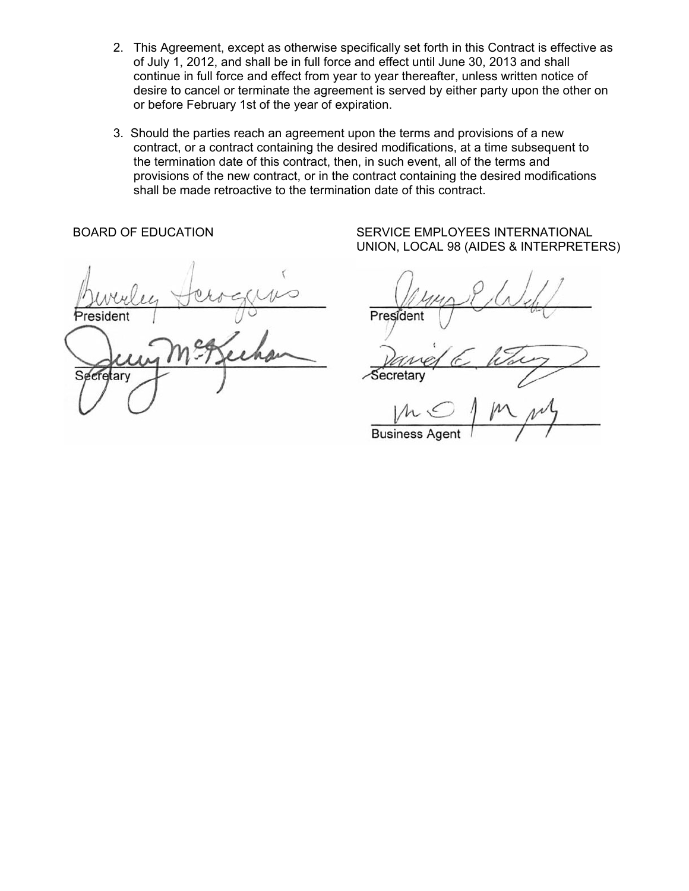2. This Agreement, except as otherwise specifically set forth in this Contract is effective as of July 1, 2012, and shall be in full force and effect until June 30, 2013 and shall continue in full force and effect from year to year thereafter, unless written notice of desire to cancel or terminate the agreement is served by either party upon the other on or before February 1st of the year of expiration.

3. Should the parties reach an agreement upon the terms and provisions of a new contract, or a contract containing the desired modifications, at a time subsequent to the termination date of this contract, then, in such event, all of the terms and provisions of the new contract, or in the contract containing the desired modifications shall be made retroactive to the termination date of this contract.

BOARD OF EDUCATION

President

Secretary

SERVICE EMPLOYEES INTERNATIONAL UNION, LOCAL 98 (AIDES & INTERPRETERS)

President

Secretary

Business Agent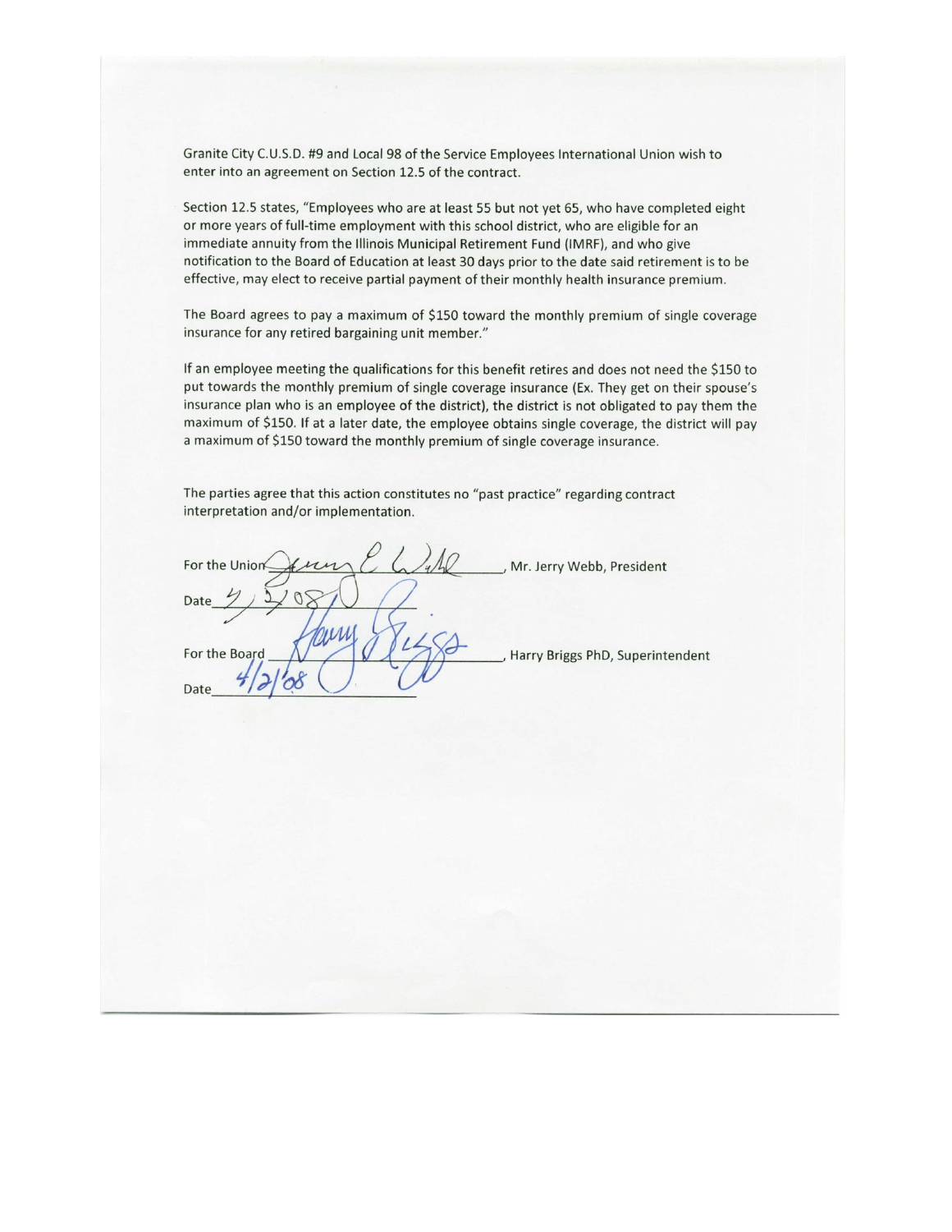Granite City C.U.S.D. #9 and Local 98 of the Service Employees International Union wish to enter into an agreement on Section 12.5 of the contract.

Section 12.5 states, "Employees who are at least 55 but not yet 65, who have completed eight or more years of full-time employment with this school district, who are eligible for an immediate annuity from the Illinois Municipal Retirement Fund (IMRF), and who give notification to the Board of Education at least 30 days prior to the date said retirement is to be effective, may elect to receive partial payment of their monthly health insurance premium.

The Board agrees to pay a maximum of $150 toward the monthly premium of single coverage insurance for any retired bargaining unit member."

If an employee meeting the qualifications for this benefit retires and does not need the $150 to put towards the monthly premium of single coverage insurance (Ex. They get on their spouse's insurance plan who is an employee of the district), the district is not obligated to pay them the maximum of $150. If at a later date, the employee obtains single coverage, the district will pay a maximum of $150 toward the monthly premium of single coverage insurance.

The parties agree that this action constitutes no "past practice" regarding contract interpretation and/or implementation.

For the Union ________________, Mr. Jerry Webb, President

Date 4/2/08

For the Board ________________, Harry Briggs PhD, Superintendent

Date 4/2/08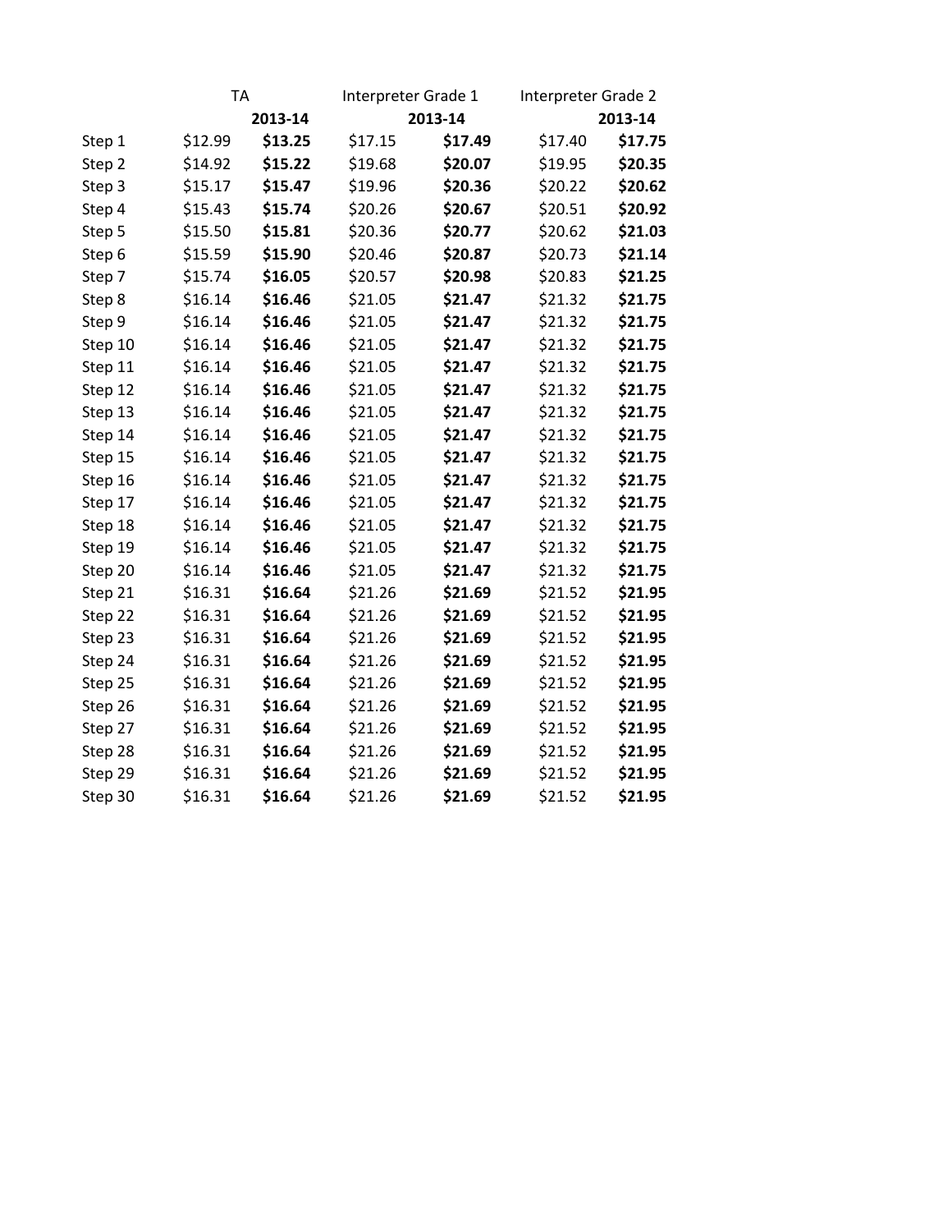| | TA | | Interpreter Grade 1 | | Interpreter Grade 2 | |
|---|---|---|---|---|---|---|
| | | **2013-14** | | **2013-14** | | **2013-14** |
| Step 1 | $12.99 | **$13.25** | $17.15 | **$17.49** | $17.40 | **$17.75** |
| Step 2 | $14.92 | **$15.22** | $19.68 | **$20.07** | $19.95 | **$20.35** |
| Step 3 | $15.17 | **$15.47** | $19.96 | **$20.36** | $20.22 | **$20.62** |
| Step 4 | $15.43 | **$15.74** | $20.26 | **$20.67** | $20.51 | **$20.92** |
| Step 5 | $15.50 | **$15.81** | $20.36 | **$20.77** | $20.62 | **$21.03** |
| Step 6 | $15.59 | **$15.90** | $20.46 | **$20.87** | $20.73 | **$21.14** |
| Step 7 | $15.74 | **$16.05** | $20.57 | **$20.98** | $20.83 | **$21.25** |
| Step 8 | $16.14 | **$16.46** | $21.05 | **$21.47** | $21.32 | **$21.75** |
| Step 9 | $16.14 | **$16.46** | $21.05 | **$21.47** | $21.32 | **$21.75** |
| Step 10 | $16.14 | **$16.46** | $21.05 | **$21.47** | $21.32 | **$21.75** |
| Step 11 | $16.14 | **$16.46** | $21.05 | **$21.47** | $21.32 | **$21.75** |
| Step 12 | $16.14 | **$16.46** | $21.05 | **$21.47** | $21.32 | **$21.75** |
| Step 13 | $16.14 | **$16.46** | $21.05 | **$21.47** | $21.32 | **$21.75** |
| Step 14 | $16.14 | **$16.46** | $21.05 | **$21.47** | $21.32 | **$21.75** |
| Step 15 | $16.14 | **$16.46** | $21.05 | **$21.47** | $21.32 | **$21.75** |
| Step 16 | $16.14 | **$16.46** | $21.05 | **$21.47** | $21.32 | **$21.75** |
| Step 17 | $16.14 | **$16.46** | $21.05 | **$21.47** | $21.32 | **$21.75** |
| Step 18 | $16.14 | **$16.46** | $21.05 | **$21.47** | $21.32 | **$21.75** |
| Step 19 | $16.14 | **$16.46** | $21.05 | **$21.47** | $21.32 | **$21.75** |
| Step 20 | $16.14 | **$16.46** | $21.05 | **$21.47** | $21.32 | **$21.75** |
| Step 21 | $16.31 | **$16.64** | $21.26 | **$21.69** | $21.52 | **$21.95** |
| Step 22 | $16.31 | **$16.64** | $21.26 | **$21.69** | $21.52 | **$21.95** |
| Step 23 | $16.31 | **$16.64** | $21.26 | **$21.69** | $21.52 | **$21.95** |
| Step 24 | $16.31 | **$16.64** | $21.26 | **$21.69** | $21.52 | **$21.95** |
| Step 25 | $16.31 | **$16.64** | $21.26 | **$21.69** | $21.52 | **$21.95** |
| Step 26 | $16.31 | **$16.64** | $21.26 | **$21.69** | $21.52 | **$21.95** |
| Step 27 | $16.31 | **$16.64** | $21.26 | **$21.69** | $21.52 | **$21.95** |
| Step 28 | $16.31 | **$16.64** | $21.26 | **$21.69** | $21.52 | **$21.95** |
| Step 29 | $16.31 | **$16.64** | $21.26 | **$21.69** | $21.52 | **$21.95** |
| Step 30 | $16.31 | **$16.64** | $21.26 | **$21.69** | $21.52 | **$21.95** |